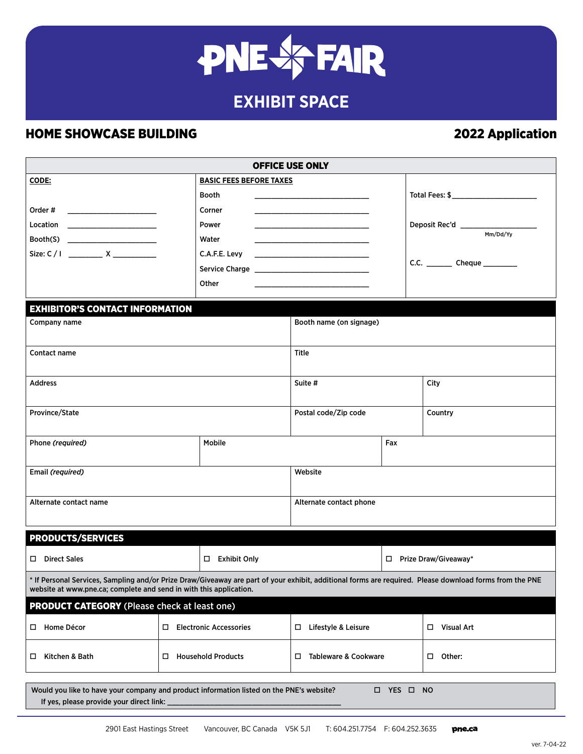# PNE FAIR

## EXHIBIT SPACE

## HOME SHOWCASE BUILDING

## 2022 Application

| OFFICE USE ONLY | | |
|---|---|---|
| **CODE:** | **BASIC FEES BEFORE TAXES** | |
| | Booth ______________ | Total Fees: $______________ |
| Order # ______________ | Corner ______________ | |
| Location ______________ | Power ______________ | Deposit Rec'd ______________ Mm/Dd/Yy |
| Booth(S) ______________ | Water ______________ | |
| Size: C / I ________ X ________ | C.A.F.E. Levy ______________ | C.C. ______ Cheque ________ |
| | Service Charge ______________ | |
| | Other ______________ | |

## EXHIBITOR'S CONTACT INFORMATION

| | | |
|---|---|---|
| Company name | Booth name (on signage) | |
| Contact name | Title | |
| Address | Suite # | City |
| Province/State | Postal code/Zip code | Country |
| Phone *(required)* | Mobile | Fax |
| Email *(required)* | Website | |
| Alternate contact name | Alternate contact phone | |

## PRODUCTS/SERVICES

| | | |
|---|---|---|
| ☐ Direct Sales | ☐ Exhibit Only | ☐ Prize Draw/Giveaway* |

* If Personal Services, Sampling and/or Prize Draw/Giveaway are part of your exhibit, additional forms are required. Please download forms from the PNE website at www.pne.ca; complete and send in with this application.

## PRODUCT CATEGORY (Please check at least one)

| | | | |
|---|---|---|---|
| ☐ Home Décor | ☐ Electronic Accessories | ☐ Lifestyle & Leisure | ☐ Visual Art |
| ☐ Kitchen & Bath | ☐ Household Products | ☐ Tableware & Cookware | ☐ Other: |

Would you like to have your company and product information listed on the PNE's website? ☐ YES ☐ NO

If yes, please provide your direct link: ________________________________

2901 East Hastings Street Vancouver, BC Canada V5K 5J1 T: 604.251.7754 F: 604.252.3635 pne.ca

ver. 7-04-22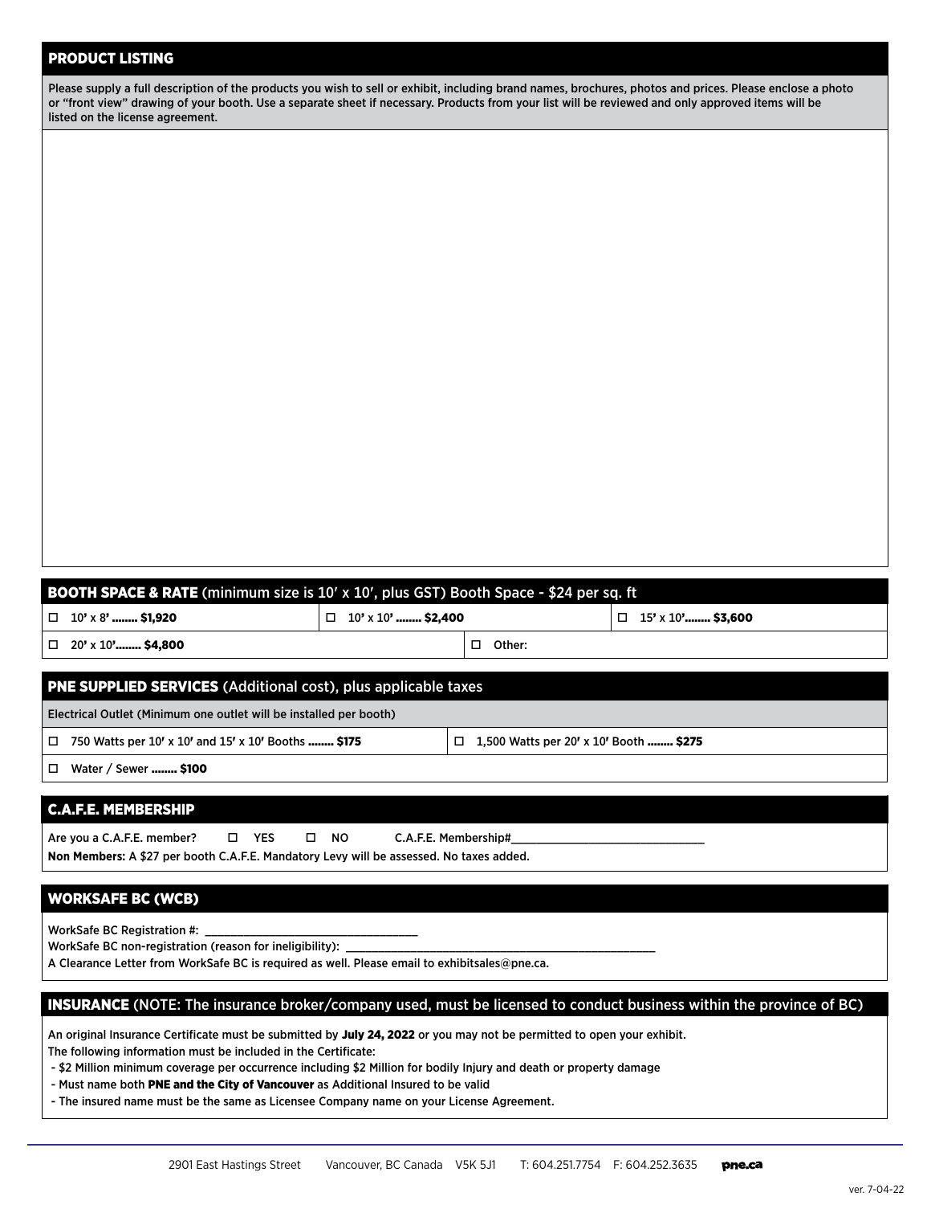## PRODUCT LISTING

Please supply a full description of the products you wish to sell or exhibit, including brand names, brochures, photos and prices. Please enclose a photo or "front view" drawing of your booth. Use a separate sheet if necessary. Products from your list will be reviewed and only approved items will be listed on the license agreement.

## BOOTH SPACE & RATE (minimum size is 10′ x 10′, plus GST) Booth Space - $24 per sq. ft

- ☐ 10' x 8' ........ **$1,920**
- ☐ 10' x 10' ........ **$2,400**
- ☐ 15' x 10'........ **$3,600**
- ☐ 20' x 10'........ **$4,800**
- ☐ Other:

## PNE SUPPLIED SERVICES (Additional cost), plus applicable taxes

Electrical Outlet (Minimum one outlet will be installed per booth)

- ☐ 750 Watts per 10′ x 10′ and 15′ x 10′ Booths ........ **$175**
- ☐ 1,500 Watts per 20′ x 10′ Booth ........ **$275**
- ☐ Water / Sewer ........ **$100**

## C.A.F.E. MEMBERSHIP

Are you a C.A.F.E. member? ☐ YES ☐ NO C.A.F.E. Membership#_______________________________

**Non Members:** A $27 per booth C.A.F.E. Mandatory Levy will be assessed. No taxes added.

## WORKSAFE BC (WCB)

WorkSafe BC Registration #: ___________________________________

WorkSafe BC non-registration (reason for ineligibility): ___________________________________________________

A Clearance Letter from WorkSafe BC is required as well. Please email to exhibitsales@pne.ca.

## INSURANCE (NOTE: The insurance broker/company used, must be licensed to conduct business within the province of BC)

An original Insurance Certificate must be submitted by **July 24, 2022** or you may not be permitted to open your exhibit.

The following information must be included in the Certificate:

- $2 Million minimum coverage per occurrence including $2 Million for bodily Injury and death or property damage
- Must name both **PNE and the City of Vancouver** as Additional Insured to be valid
- The insured name must be the same as Licensee Company name on your License Agreement.

2901 East Hastings Street Vancouver, BC Canada V5K 5J1 T: 604.251.7754 F: 604.252.3635 pne.ca

ver. 7-04-22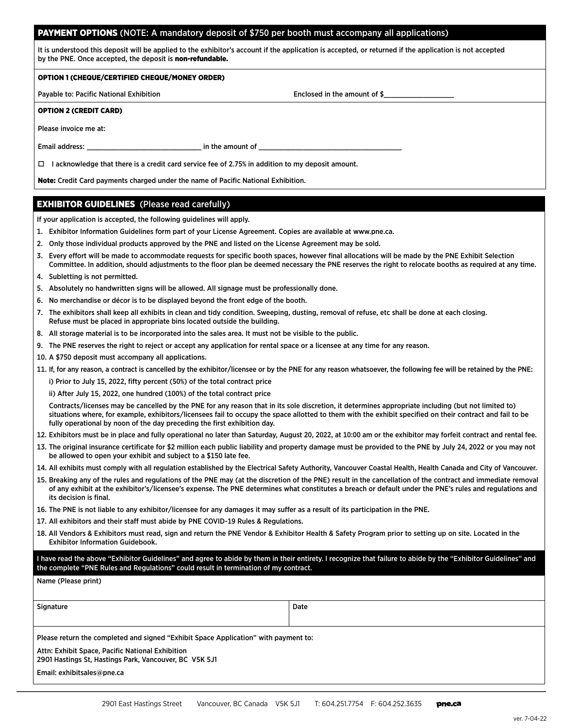## PAYMENT OPTIONS (NOTE: A mandatory deposit of $750 per booth must accompany all applications)

It is understood this deposit will be applied to the exhibitor's account if the application is accepted, or returned if the application is not accepted by the PNE. Once accepted, the deposit is **non-refundable.**

**OPTION 1 (CHEQUE/CERTIFIED CHEQUE/MONEY ORDER)**

Payable to: Pacific National Exhibition

Enclosed in the amount of $___________________

**OPTION 2 (CREDIT CARD)**

Please invoice me at:

Email address: ______________________________ in the amount of ______________________________________

☐ I acknowledge that there is a credit card service fee of 2.75% in addition to my deposit amount.

**Note:** Credit Card payments charged under the name of Pacific National Exhibition.

## EXHIBITOR GUIDELINES (Please read carefully)

If your application is accepted, the following guidelines will apply.

1. Exhibitor Information Guidelines form part of your License Agreement. Copies are available at www.pne.ca.
2. Only those individual products approved by the PNE and listed on the License Agreement may be sold.
3. Every effort will be made to accommodate requests for specific booth spaces, however final allocations will be made by the PNE Exhibit Selection Committee. In addition, should adjustments to the floor plan be deemed necessary the PNE reserves the right to relocate booths as required at any time.
4. Subletting is not permitted.
5. Absolutely no handwritten signs will be allowed. All signage must be professionally done.
6. No merchandise or décor is to be displayed beyond the front edge of the booth.
7. The exhibitors shall keep all exhibits in clean and tidy condition. Sweeping, dusting, removal of refuse, etc shall be done at each closing. Refuse must be placed in appropriate bins located outside the building.
8. All storage material is to be incorporated into the sales area. It must not be visible to the public.
9. The PNE reserves the right to reject or accept any application for rental space or a licensee at any time for any reason.
10. A $750 deposit must accompany all applications.
11. If, for any reason, a contract is cancelled by the exhibitor/licensee or by the PNE for any reason whatsoever, the following fee will be retained by the PNE:

    i) Prior to July 15, 2022, fifty percent (50%) of the total contract price

    ii) After July 15, 2022, one hundred (100%) of the total contract price

    Contracts/licenses may be cancelled by the PNE for any reason that in its sole discretion, it determines appropriate including (but not limited to) situations where, for example, exhibitors/licensees fail to occupy the space allotted to them with the exhibit specified on their contract and fail to be fully operational by noon of the day preceding the first exhibition day.
12. Exhibitors must be in place and fully operational no later than Saturday, August 20, 2022, at 10:00 am or the exhibitor may forfeit contract and rental fee.
13. The original insurance certificate for $2 million each public liability and property damage must be provided to the PNE by July 24, 2022 or you may not be allowed to open your exhibit and subject to a $150 late fee.
14. All exhibits must comply with all regulation established by the Electrical Safety Authority, Vancouver Coastal Health, Health Canada and City of Vancouver.
15. Breaking any of the rules and regulations of the PNE may (at the discretion of the PNE) result in the cancellation of the contract and immediate removal of any exhibit at the exhibitor's/licensee's expense. The PNE determines what constitutes a breach or default under the PNE's rules and regulations and its decision is final.
16. The PNE is not liable to any exhibitor/licensee for any damages it may suffer as a result of its participation in the PNE.
17. All exhibitors and their staff must abide by PNE COVID-19 Rules & Regulations.
18. All Vendors & Exhibitors must read, sign and return the PNE Vendor & Exhibitor Health & Safety Program prior to setting up on site. Located in the Exhibitor Information Guidebook.

**I have read the above "Exhibitor Guidelines" and agree to abide by them in their entirety. I recognize that failure to abide by the "Exhibitor Guidelines" and the complete "PNE Rules and Regulations" could result in termination of my contract.**

Name (Please print)

| Signature | Date |
|---|---|
| | |

Please return the completed and signed "Exhibit Space Application" with payment to:

Attn: Exhibit Space, Pacific National Exhibition
2901 Hastings St, Hastings Park, Vancouver, BC V5K 5J1

Email: exhibitsales@pne.ca

2901 East Hastings Street Vancouver, BC Canada V5K 5J1 T: 604.251.7754 F: 604.252.3635 pne.ca

ver. 7-04-22